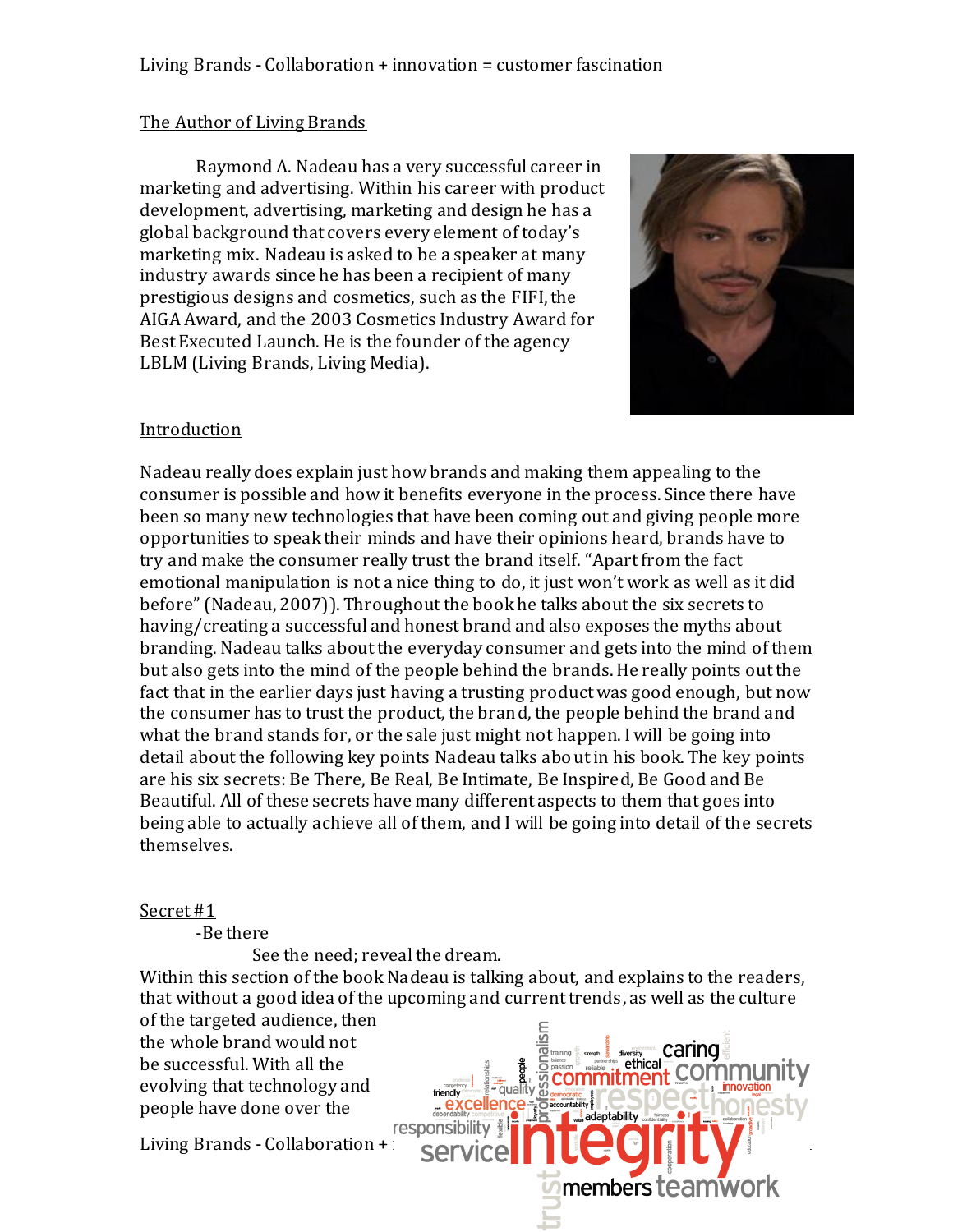Living Brands - Collaboration + innovation = customer fascination

## The Author of Living Brands

Raymond A. Nadeau has a very successful career in marketing and advertising. Within his career with product development, advertising, marketing and design he has a global background that covers every element of today's marketing mix. Nadeau is asked to be a speaker at many industry awards since he has been a recipient of many prestigious designs and cosmetics, such as the FIFI, the AIGA Award, and the 2003 Cosmetics Industry Award for Best Executed Launch. He is the founder of the agency LBLM (Living Brands, Living Media).

## Introduction

Nadeau really does explain just how brands and making them appealing to the consumer is possible and how it benefits everyone in the process. Since there have been so many new technologies that have been coming out and giving people more opportunities to speak their minds and have their opinions heard, brands have to try and make the consumer really trust the brand itself. "Apart from the fact emotional manipulation is not a nice thing to do, it just won't work as well as it did before" (Nadeau, 2007)). Throughout the book he talks about the six secrets to having/creating a successful and honest brand and also exposes the myths about branding. Nadeau talks about the everyday consumer and gets into the mind of them but also gets into the mind of the people behind the brands. He really points out the fact that in the earlier days just having a trusting product was good enough, but now the consumer has to trust the product, the brand, the people behind the brand and what the brand stands for, or the sale just might not happen. I will be going into detail about the following key points Nadeau talks about in his book. The key points are his six secrets: Be There, Be Real, Be Intimate, Be Inspired, Be Good and Be Beautiful. All of these secrets have many different aspects to them that goes into being able to actually achieve all of them, and I will be going into detail of the secrets themselves.

## Secret #1

-Be there

See the need; reveal the dream.

Within this section of the book Nadeau is talking about, and explains to the readers, that without a good idea of the upcoming and current trends, as well as the culture of the targeted audience, then the whole brand would not be successful. With all the evolving that technology and people have done over the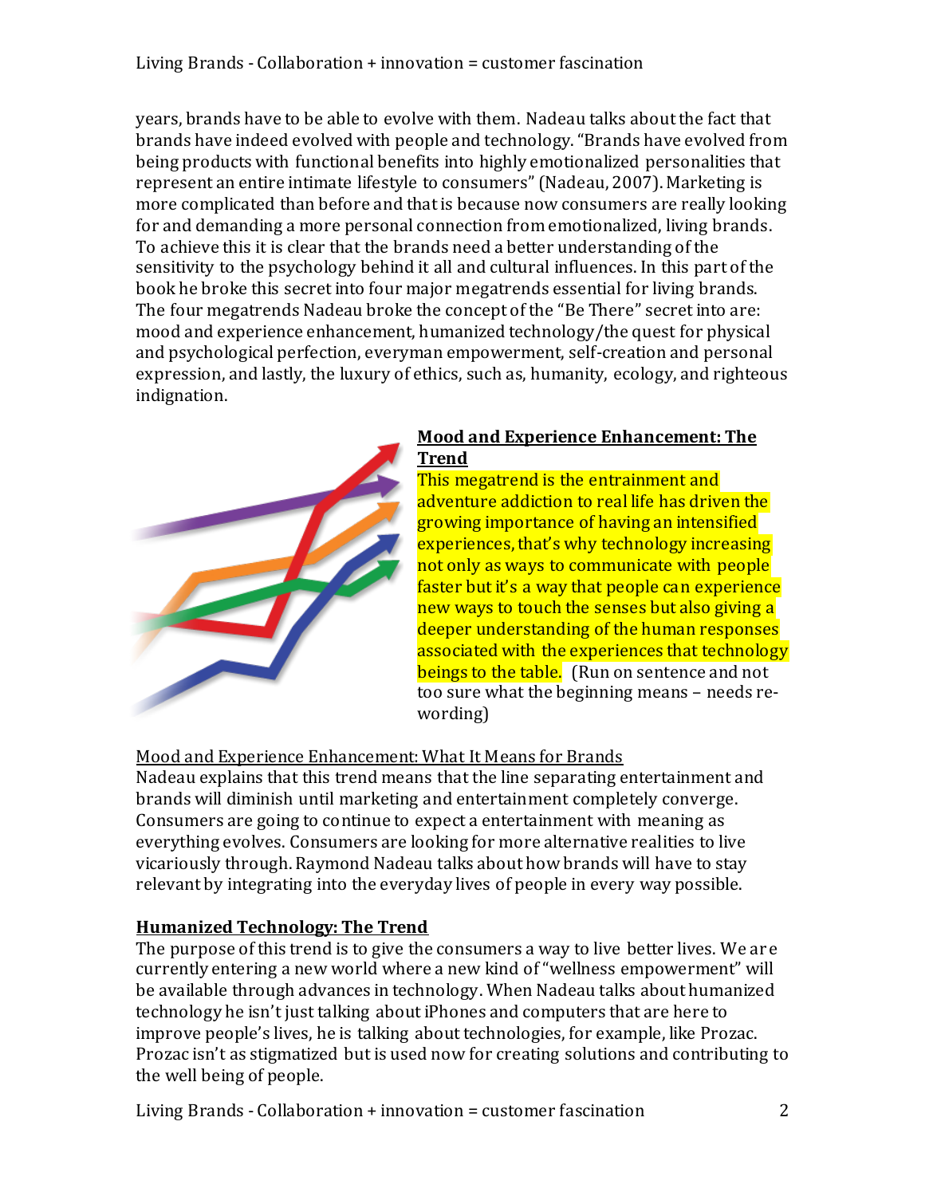years, brands have to be able to evolve with them. Nadeau talks about the fact that brands have indeed evolved with people and technology. "Brands have evolved from being products with functional benefits into highly emotionalized personalities that represent an entire intimate lifestyle to consumers" (Nadeau, 2007). Marketing is more complicated than before and that is because now consumers are really looking for and demanding a more personal connection from emotionalized, living brands. To achieve this it is clear that the brands need a better understanding of the sensitivity to the psychology behind it all and cultural influences. In this part of the book he broke this secret into four major megatrends essential for living brands. The four megatrends Nadeau broke the concept of the "Be There" secret into are: mood and experience enhancement, humanized technology/the quest for physical and psychological perfection, everyman empowerment, self-creation and personal expression, and lastly, the luxury of ethics, such as, humanity, ecology, and righteous indignation.

**Mood and Experience Enhancement: The Trend**

This megatrend is the entrainment and adventure addiction to real life has driven the growing importance of having an intensified experiences, that's why technology increasing not only as ways to communicate with people faster but it's a way that people can experience new ways to touch the senses but also giving a deeper understanding of the human responses associated with the experiences that technology beings to the table. (Run on sentence and not too sure what the beginning means – needs re-wording)

Mood and Experience Enhancement: What It Means for Brands

Nadeau explains that this trend means that the line separating entertainment and brands will diminish until marketing and entertainment completely converge. Consumers are going to continue to expect a entertainment with meaning as everything evolves. Consumers are looking for more alternative realities to live vicariously through. Raymond Nadeau talks about how brands will have to stay relevant by integrating into the everyday lives of people in every way possible.

**Humanized Technology: The Trend**

The purpose of this trend is to give the consumers a way to live better lives. We are currently entering a new world where a new kind of "wellness empowerment" will be available through advances in technology. When Nadeau talks about humanized technology he isn't just talking about iPhones and computers that are here to improve people's lives, he is talking about technologies, for example, like Prozac. Prozac isn't as stigmatized but is used now for creating solutions and contributing to the well being of people.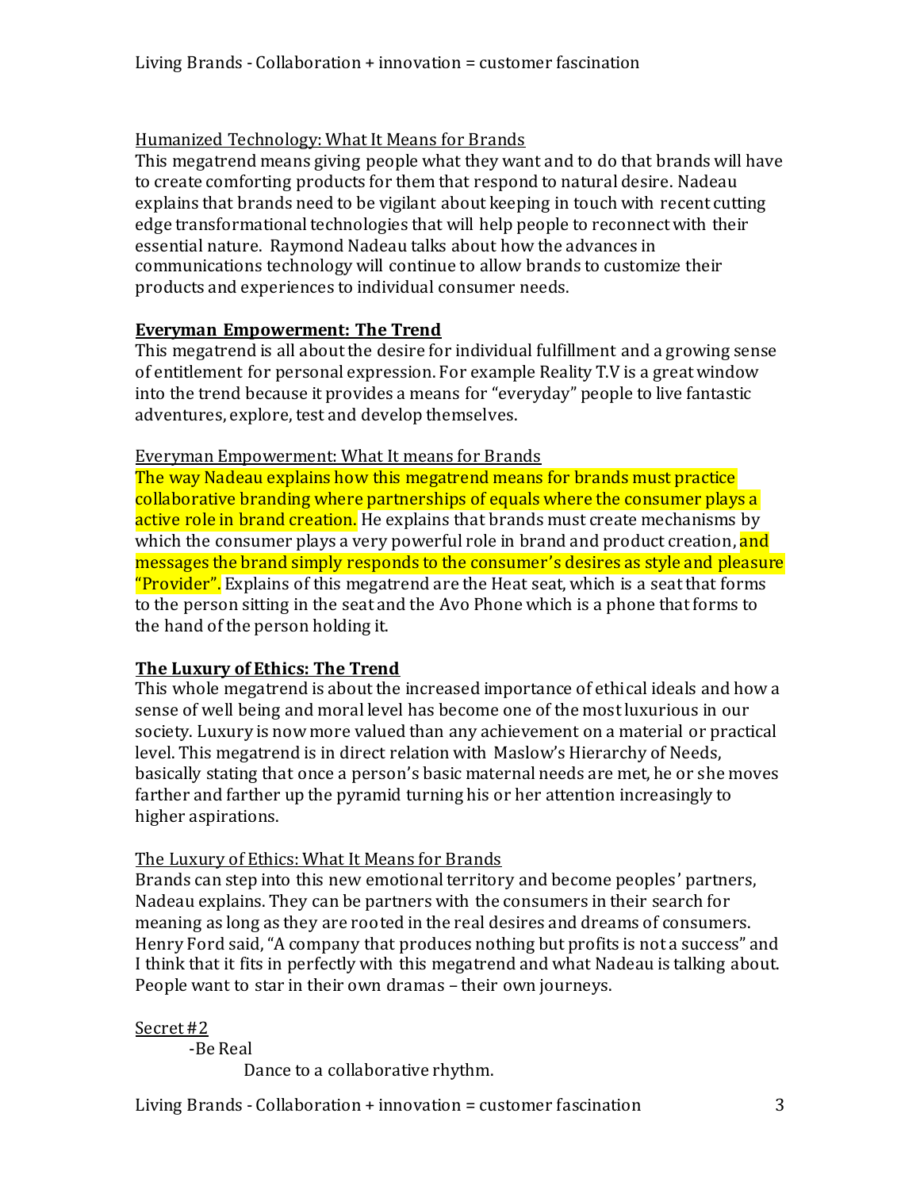Humanized Technology: What It Means for Brands

This megatrend means giving people what they want and to do that brands will have to create comforting products for them that respond to natural desire. Nadeau explains that brands need to be vigilant about keeping in touch with recent cutting edge transformational technologies that will help people to reconnect with their essential nature. Raymond Nadeau talks about how the advances in communications technology will continue to allow brands to customize their products and experiences to individual consumer needs.

**Everyman Empowerment: The Trend**

This megatrend is all about the desire for individual fulfillment and a growing sense of entitlement for personal expression. For example Reality T.V is a great window into the trend because it provides a means for "everyday" people to live fantastic adventures, explore, test and develop themselves.

Everyman Empowerment: What It means for Brands

The way Nadeau explains how this megatrend means for brands must practice collaborative branding where partnerships of equals where the consumer plays a active role in brand creation. He explains that brands must create mechanisms by which the consumer plays a very powerful role in brand and product creation, and messages the brand simply responds to the consumer's desires as style and pleasure "Provider". Explains of this megatrend are the Heat seat, which is a seat that forms to the person sitting in the seat and the Avo Phone which is a phone that forms to the hand of the person holding it.

**The Luxury of Ethics: The Trend**

This whole megatrend is about the increased importance of ethical ideals and how a sense of well being and moral level has become one of the most luxurious in our society. Luxury is now more valued than any achievement on a material or practical level. This megatrend is in direct relation with Maslow's Hierarchy of Needs, basically stating that once a person's basic maternal needs are met, he or she moves farther and farther up the pyramid turning his or her attention increasingly to higher aspirations.

The Luxury of Ethics: What It Means for Brands

Brands can step into this new emotional territory and become peoples' partners, Nadeau explains. They can be partners with the consumers in their search for meaning as long as they are rooted in the real desires and dreams of consumers. Henry Ford said, "A company that produces nothing but profits is not a success" and I think that it fits in perfectly with this megatrend and what Nadeau is talking about. People want to star in their own dramas – their own journeys.

Secret #2

- Be Real
  - Dance to a collaborative rhythm.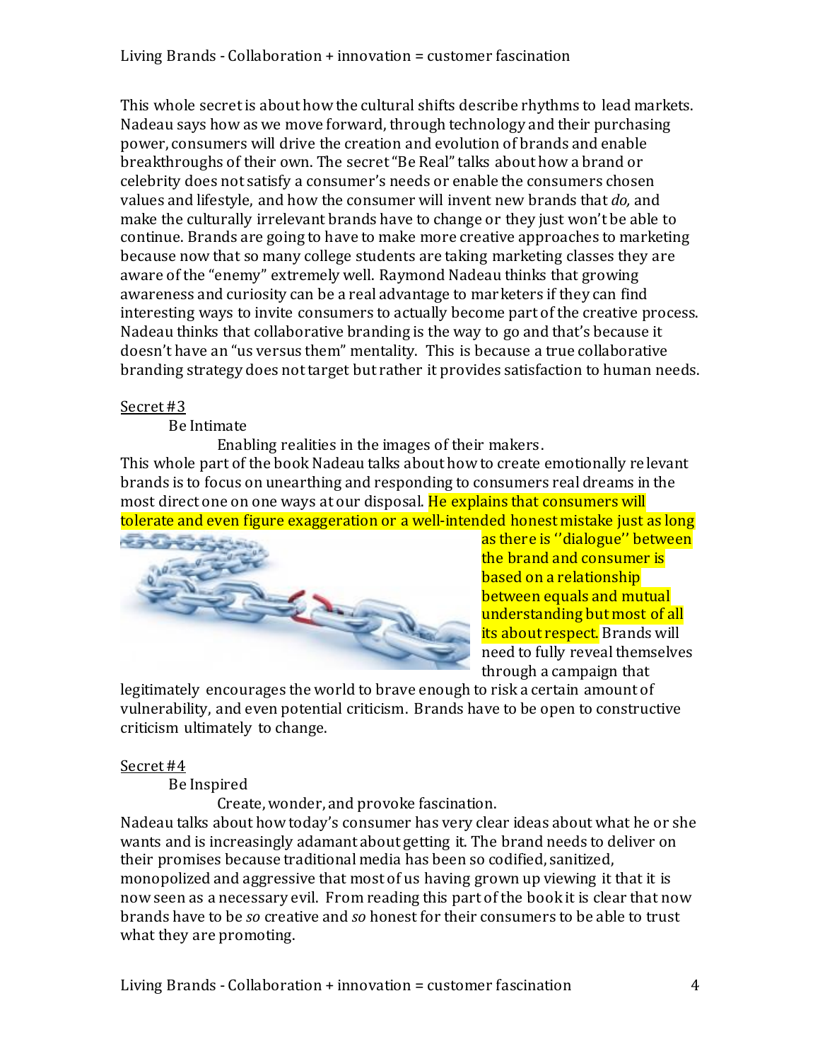This whole secret is about how the cultural shifts describe rhythms to lead markets. Nadeau says how as we move forward, through technology and their purchasing power, consumers will drive the creation and evolution of brands and enable breakthroughs of their own. The secret "Be Real" talks about how a brand or celebrity does not satisfy a consumer's needs or enable the consumers chosen values and lifestyle, and how the consumer will invent new brands that *do,* and make the culturally irrelevant brands have to change or they just won't be able to continue. Brands are going to have to make more creative approaches to marketing because now that so many college students are taking marketing classes they are aware of the "enemy" extremely well. Raymond Nadeau thinks that growing awareness and curiosity can be a real advantage to marketers if they can find interesting ways to invite consumers to actually become part of the creative process. Nadeau thinks that collaborative branding is the way to go and that's because it doesn't have an "us versus them" mentality. This is because a true collaborative branding strategy does not target but rather it provides satisfaction to human needs.

<u>Secret #3</u>

Be Intimate

Enabling realities in the images of their makers.

This whole part of the book Nadeau talks about how to create emotionally relevant brands is to focus on unearthing and responding to consumers real dreams in the most direct one on one ways at our disposal. He explains that consumers will tolerate and even figure exaggeration or a well-intended honest mistake just as long as there is ''dialogue'' between the brand and consumer is based on a relationship between equals and mutual understanding but most of all its about respect. Brands will need to fully reveal themselves through a campaign that legitimately encourages the world to brave enough to risk a certain amount of vulnerability, and even potential criticism. Brands have to be open to constructive criticism ultimately to change.

<u>Secret #4</u>

Be Inspired

Create, wonder, and provoke fascination.

Nadeau talks about how today's consumer has very clear ideas about what he or she wants and is increasingly adamant about getting it. The brand needs to deliver on their promises because traditional media has been so codified, sanitized, monopolized and aggressive that most of us having grown up viewing it that it is now seen as a necessary evil. From reading this part of the book it is clear that now brands have to be *so* creative and *so* honest for their consumers to be able to trust what they are promoting.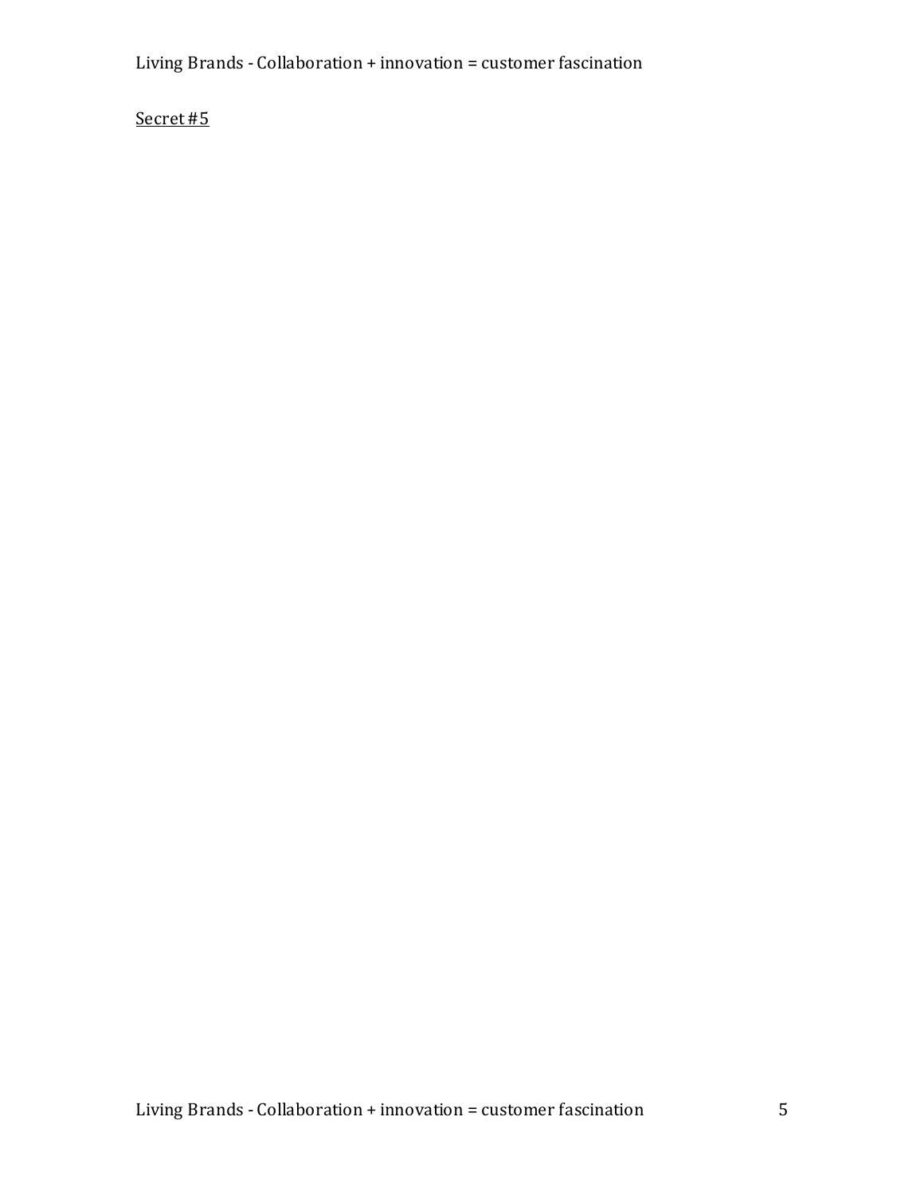<u>Secret #5</u>